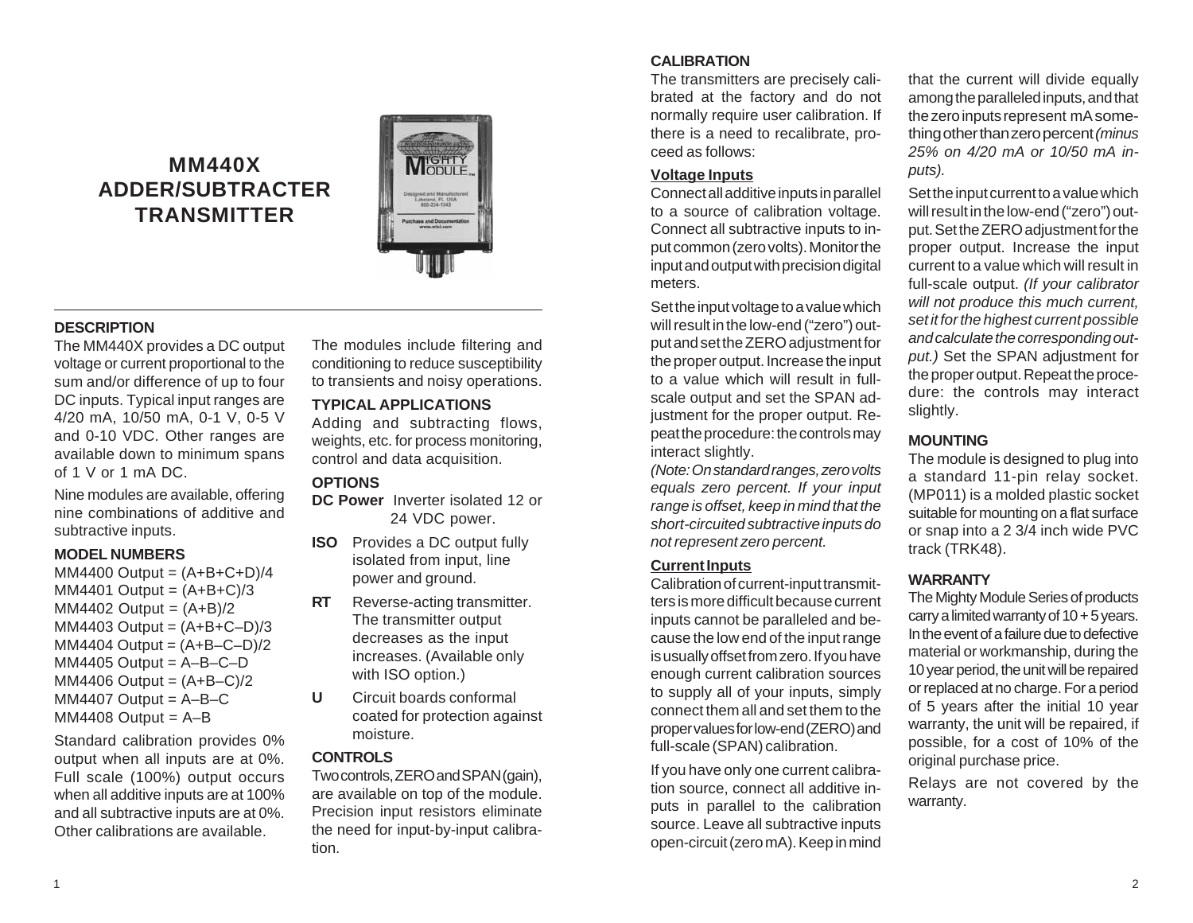# MM440X ADDER/SUBTRACTER TRANSMITTER

## DESCRIPTION

The MM440X provides a DC output voltage or current proportional to the sum and/or difference of up to four DC inputs. Typical input ranges are 4/20 mA, 10/50 mA, 0-1 V, 0-5 V and 0-10 VDC. Other ranges are available down to minimum spans of 1 V or 1 mA DC.

Nine modules are available, offering nine combinations of additive and subtractive inputs.

## MODEL NUMBERS

MM4400 Output = (A+B+C+D)/4
MM4401 Output = (A+B+C)/3
MM4402 Output = (A+B)/2
MM4403 Output = (A+B+C–D)/3
MM4404 Output = (A+B–C–D)/2
MM4405 Output = A–B–C–D
MM4406 Output = (A+B–C)/2
MM4407 Output = A–B–C
MM4408 Output = A–B

Standard calibration provides 0% output when all inputs are at 0%. Full scale (100%) output occurs when all additive inputs are at 100% and all subtractive inputs are at 0%. Other calibrations are available.

The modules include filtering and conditioning to reduce susceptibility to transients and noisy operations.

## TYPICAL APPLICATIONS

Adding and subtracting flows, weights, etc. for process monitoring, control and data acquisition.

## OPTIONS

**DC Power** Inverter isolated 12 or 24 VDC power.

**ISO** Provides a DC output fully isolated from input, line power and ground.

**RT** Reverse-acting transmitter. The transmitter output decreases as the input increases. (Available only with ISO option.)

**U** Circuit boards conformal coated for protection against moisture.

## CONTROLS

Two controls, ZERO and SPAN (gain), are available on top of the module. Precision input resistors eliminate the need for input-by-input calibration.

## CALIBRATION

The transmitters are precisely calibrated at the factory and do not normally require user calibration. If there is a need to recalibrate, proceed as follows:

### Voltage Inputs

Connect all additive inputs in parallel to a source of calibration voltage. Connect all subtractive inputs to input common (zero volts). Monitor the input and output with precision digital meters.

Set the input voltage to a value which will result in the low-end ("zero") output and set the ZERO adjustment for the proper output. Increase the input to a value which will result in full-scale output and set the SPAN adjustment for the proper output. Repeat the procedure: the controls may interact slightly.

*(Note: On standard ranges, zero volts equals zero percent. If your input range is offset, keep in mind that the short-circuited subtractive inputs do not represent zero percent.*

### Current Inputs

Calibration of current-input transmitters is more difficult because current inputs cannot be paralleled and because the low end of the input range is usually offset from zero. If you have enough current calibration sources to supply all of your inputs, simply connect them all and set them to the proper values for low-end (ZERO) and full-scale (SPAN) calibration.

If you have only one current calibration source, connect all additive inputs in parallel to the calibration source. Leave all subtractive inputs open-circuit (zero mA). Keep in mind that the current will divide equally among the paralleled inputs, and that the zero inputs represent mA something other than zero percent *(minus 25% on 4/20 mA or 10/50 mA inputs).*

Set the input current to a value which will result in the low-end ("zero") output. Set the ZERO adjustment for the proper output. Increase the input current to a value which will result in full-scale output. *(If your calibrator will not produce this much current, set it for the highest current possible and calculate the corresponding output.)* Set the SPAN adjustment for the proper output. Repeat the procedure: the controls may interact slightly.

## MOUNTING

The module is designed to plug into a standard 11-pin relay socket. (MP011) is a molded plastic socket suitable for mounting on a flat surface or snap into a 2 3/4 inch wide PVC track (TRK48).

## WARRANTY

The Mighty Module Series of products carry a limited warranty of 10 + 5 years. In the event of a failure due to defective material or workmanship, during the 10 year period, the unit will be repaired or replaced at no charge. For a period of 5 years after the initial 10 year warranty, the unit will be repaired, if possible, for a cost of 10% of the original purchase price.

Relays are not covered by the warranty.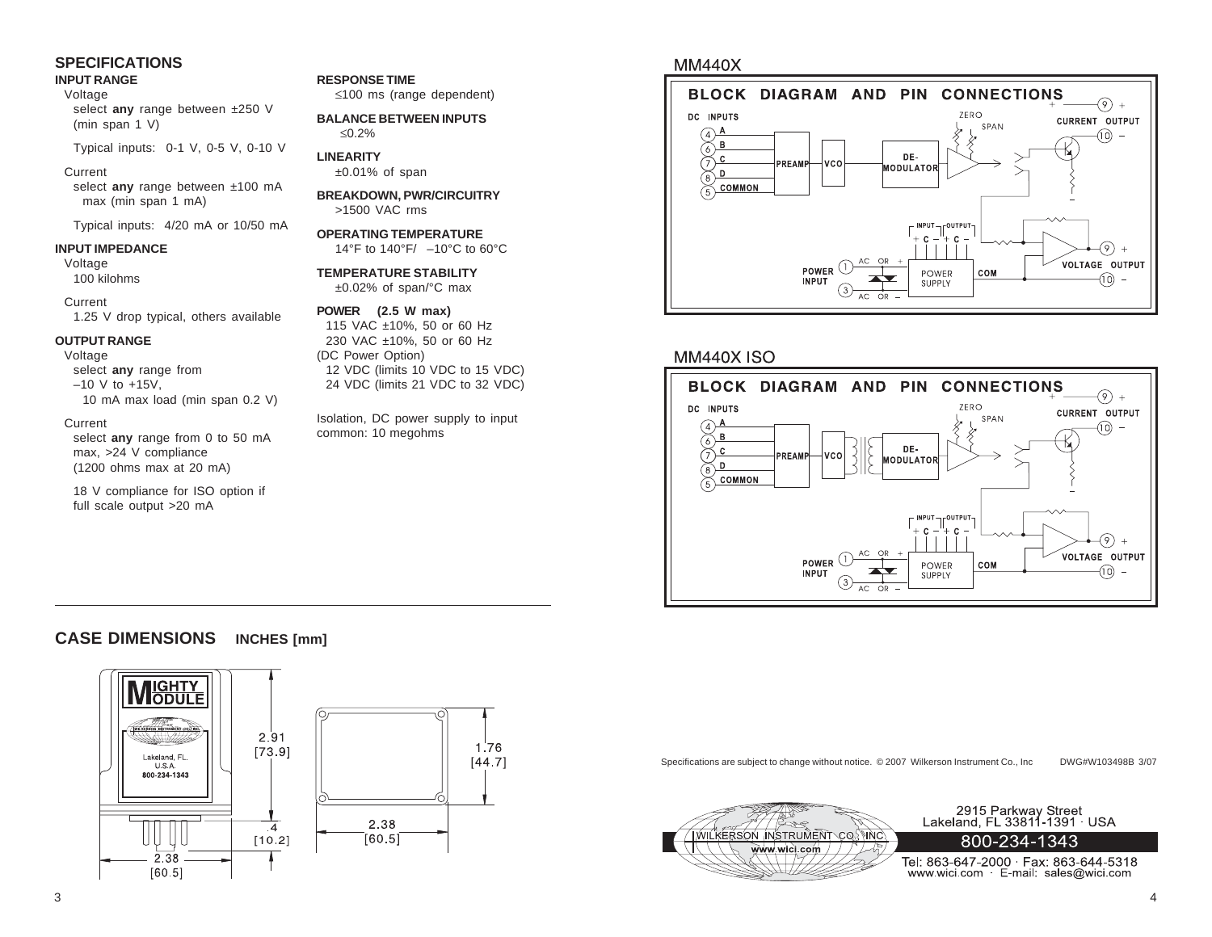## SPECIFICATIONS

**INPUT RANGE**

Voltage

select **any** range between ±250 V (min span 1 V)

Typical inputs: 0-1 V, 0-5 V, 0-10 V

Current

select **any** range between ±100 mA max (min span 1 mA)

Typical inputs: 4/20 mA or 10/50 mA

**INPUT IMPEDANCE**

Voltage

100 kilohms

Current

1.25 V drop typical, others available

**OUTPUT RANGE**

Voltage

select **any** range from –10 V to +15V, 10 mA max load (min span 0.2 V)

Current

select **any** range from 0 to 50 mA max, >24 V compliance (1200 ohms max at 20 mA)

18 V compliance for ISO option if full scale output >20 mA

**RESPONSE TIME**

≤100 ms (range dependent)

**BALANCE BETWEEN INPUTS**

≤0.2%

**LINEARITY**

±0.01% of span

**BREAKDOWN, PWR/CIRCUITRY**

>1500 VAC rms

**OPERATING TEMPERATURE**

14°F to 140°F/ –10°C to 60°C

**TEMPERATURE STABILITY**

±0.02% of span/°C max

**POWER (2.5 W max)**

115 VAC ±10%, 50 or 60 Hz
230 VAC ±10%, 50 or 60 Hz
(DC Power Option)
12 VDC (limits 10 VDC to 15 VDC)
24 VDC (limits 21 VDC to 32 VDC)

Isolation, DC power supply to input common: 10 megohms

## CASE DIMENSIONS INCHES [mm]

MIGHTY MODULE
WILKERSON INSTRUMENT CO., INC.
Lakeland, FL.
U.S.A.
800-234-1343

2.91
[73.9]

.4
[10.2]

2.38
[60.5]

1.76
[44.7]

2.38
[60.5]

## MM440X

BLOCK DIAGRAM AND PIN CONNECTIONS

DC INPUTS
4 A
6 B
7 C
8 D
5 COMMON
PREAMP
VCO
DE-MODULATOR
ZERO
SPAN
9 +
CURRENT OUTPUT
10 –
INPUT OUTPUT
+ C – + C –
POWER INPUT
1 AC OR +
3 AC OR –
POWER SUPPLY
COM
9 +
VOLTAGE OUTPUT
10 –

## MM440X ISO

BLOCK DIAGRAM AND PIN CONNECTIONS

DC INPUTS
4 A
6 B
7 C
8 D
5 COMMON
PREAMP
VCO
DE-MODULATOR
ZERO
SPAN
9 +
CURRENT OUTPUT
10 –
INPUT OUTPUT
+ C – + C –
POWER INPUT
1 AC OR +
3 AC OR –
POWER SUPPLY
COM
9 +
VOLTAGE OUTPUT
10 –

Specifications are subject to change without notice. © 2007 Wilkerson Instrument Co., Inc DWG#W103498B 3/07

WILKERSON INSTRUMENT CO., INC.
www.wici.com

2915 Parkway Street
Lakeland, FL 33811-1391 · USA

800-234-1343

Tel: 863-647-2000 · Fax: 863-644-5318
www.wici.com · E-mail: sales@wici.com